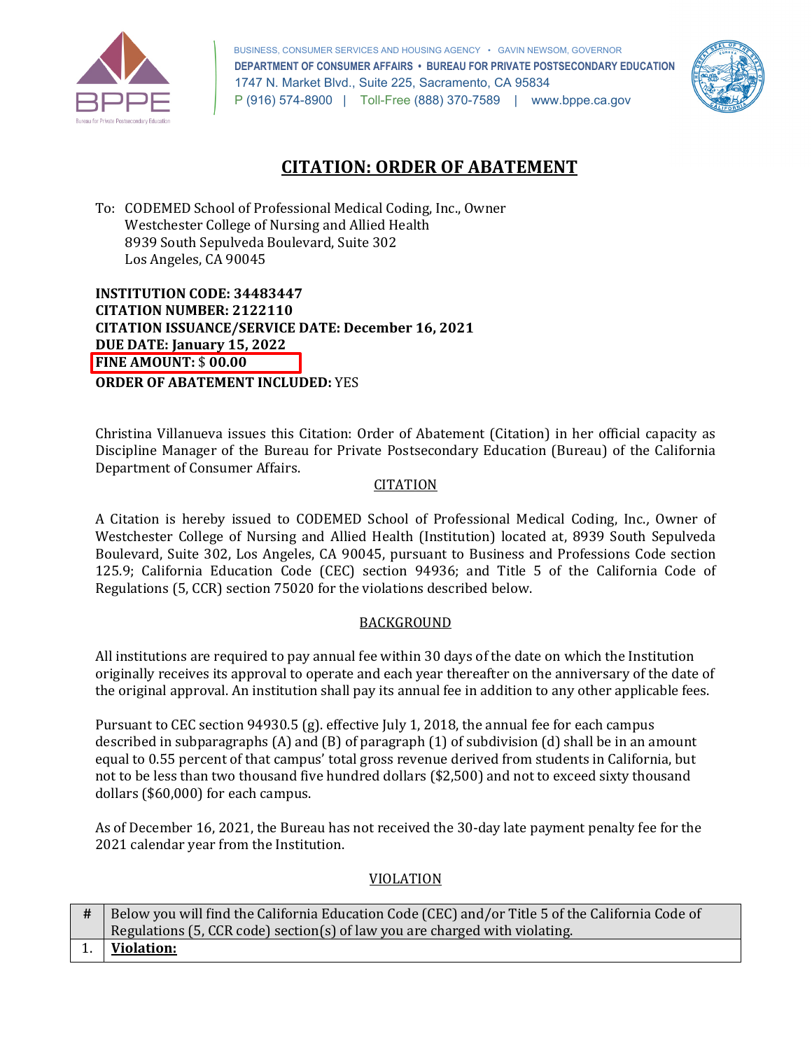BUSINESS, CONSUMER SERVICES AND HOUSING AGENCY • GAVIN NEWSOM, GOVERNOR
**DEPARTMENT OF CONSUMER AFFAIRS • BUREAU FOR PRIVATE POSTSECONDARY EDUCATION**
1747 N. Market Blvd., Suite 225, Sacramento, CA 95834
P (916) 574-8900 | Toll-Free (888) 370-7589 | www.bppe.ca.gov

# CITATION: ORDER OF ABATEMENT

To: CODEMED School of Professional Medical Coding, Inc., Owner
Westchester College of Nursing and Allied Health
8939 South Sepulveda Boulevard, Suite 302
Los Angeles, CA 90045

**INSTITUTION CODE: 34483447**
**CITATION NUMBER: 2122110**
**CITATION ISSUANCE/SERVICE DATE: December 16, 2021**
**DUE DATE: January 15, 2022**
**FINE AMOUNT:** $ **00.00**
**ORDER OF ABATEMENT INCLUDED:** YES

Christina Villanueva issues this Citation: Order of Abatement (Citation) in her official capacity as Discipline Manager of the Bureau for Private Postsecondary Education (Bureau) of the California Department of Consumer Affairs.

## CITATION

A Citation is hereby issued to CODEMED School of Professional Medical Coding, Inc., Owner of Westchester College of Nursing and Allied Health (Institution) located at, 8939 South Sepulveda Boulevard, Suite 302, Los Angeles, CA 90045, pursuant to Business and Professions Code section 125.9; California Education Code (CEC) section 94936; and Title 5 of the California Code of Regulations (5, CCR) section 75020 for the violations described below.

## BACKGROUND

All institutions are required to pay annual fee within 30 days of the date on which the Institution originally receives its approval to operate and each year thereafter on the anniversary of the date of the original approval. An institution shall pay its annual fee in addition to any other applicable fees.

Pursuant to CEC section 94930.5 (g). effective July 1, 2018, the annual fee for each campus described in subparagraphs (A) and (B) of paragraph (1) of subdivision (d) shall be in an amount equal to 0.55 percent of that campus' total gross revenue derived from students in California, but not to be less than two thousand five hundred dollars ($2,500) and not to exceed sixty thousand dollars ($60,000) for each campus.

As of December 16, 2021, the Bureau has not received the 30-day late payment penalty fee for the 2021 calendar year from the Institution.

## VIOLATION

| # | Below you will find the California Education Code (CEC) and/or Title 5 of the California Code of Regulations (5, CCR code) section(s) of law you are charged with violating. |
|---|---|
| 1. | **Violation:** |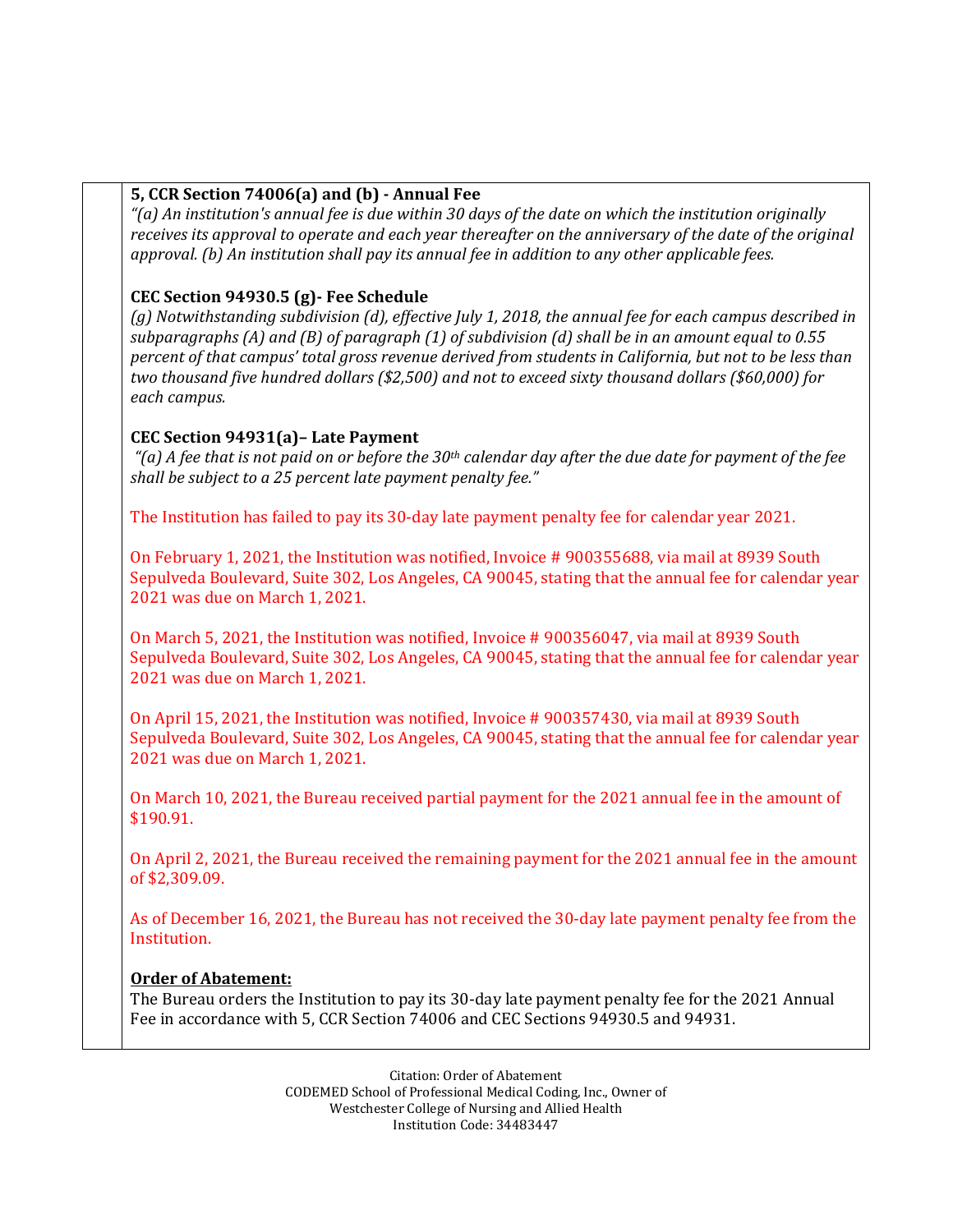**5, CCR Section 74006(a) and (b) - Annual Fee**

*"(a) An institution's annual fee is due within 30 days of the date on which the institution originally receives its approval to operate and each year thereafter on the anniversary of the date of the original approval. (b) An institution shall pay its annual fee in addition to any other applicable fees.*

**CEC Section 94930.5 (g)- Fee Schedule**

*(g) Notwithstanding subdivision (d), effective July 1, 2018, the annual fee for each campus described in subparagraphs (A) and (B) of paragraph (1) of subdivision (d) shall be in an amount equal to 0.55 percent of that campus' total gross revenue derived from students in California, but not to be less than two thousand five hundred dollars ($2,500) and not to exceed sixty thousand dollars ($60,000) for each campus.*

**CEC Section 94931(a)– Late Payment**

*"(a) A fee that is not paid on or before the 30th calendar day after the due date for payment of the fee shall be subject to a 25 percent late payment penalty fee."*

The Institution has failed to pay its 30-day late payment penalty fee for calendar year 2021.

On February 1, 2021, the Institution was notified, Invoice # 900355688, via mail at 8939 South Sepulveda Boulevard, Suite 302, Los Angeles, CA 90045, stating that the annual fee for calendar year 2021 was due on March 1, 2021.

On March 5, 2021, the Institution was notified, Invoice # 900356047, via mail at 8939 South Sepulveda Boulevard, Suite 302, Los Angeles, CA 90045, stating that the annual fee for calendar year 2021 was due on March 1, 2021.

On April 15, 2021, the Institution was notified, Invoice # 900357430, via mail at 8939 South Sepulveda Boulevard, Suite 302, Los Angeles, CA 90045, stating that the annual fee for calendar year 2021 was due on March 1, 2021.

On March 10, 2021, the Bureau received partial payment for the 2021 annual fee in the amount of $190.91.

On April 2, 2021, the Bureau received the remaining payment for the 2021 annual fee in the amount of $2,309.09.

As of December 16, 2021, the Bureau has not received the 30-day late payment penalty fee from the Institution.

**Order of Abatement:**

The Bureau orders the Institution to pay its 30-day late payment penalty fee for the 2021 Annual Fee in accordance with 5, CCR Section 74006 and CEC Sections 94930.5 and 94931.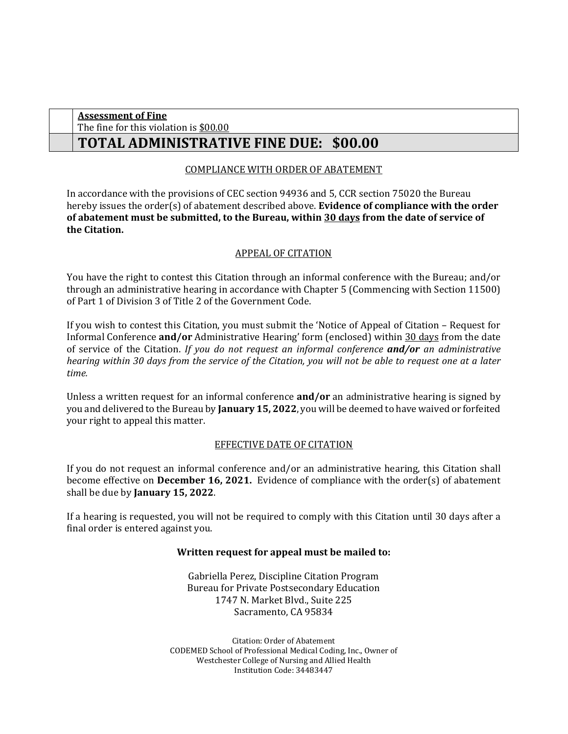| | **Assessment of Fine**<br>The fine for this violation is $00.00 |
|---|---|
| | **TOTAL ADMINISTRATIVE FINE DUE: $00.00** |

COMPLIANCE WITH ORDER OF ABATEMENT

In accordance with the provisions of CEC section 94936 and 5, CCR section 75020 the Bureau hereby issues the order(s) of abatement described above. **Evidence of compliance with the order of abatement must be submitted, to the Bureau, within 30 days from the date of service of the Citation.**

APPEAL OF CITATION

You have the right to contest this Citation through an informal conference with the Bureau; and/or through an administrative hearing in accordance with Chapter 5 (Commencing with Section 11500) of Part 1 of Division 3 of Title 2 of the Government Code.

If you wish to contest this Citation, you must submit the 'Notice of Appeal of Citation – Request for Informal Conference **and/or** Administrative Hearing' form (enclosed) within 30 days from the date of service of the Citation. *If you do not request an informal conference **and/or** an administrative hearing within 30 days from the service of the Citation, you will not be able to request one at a later time.*

Unless a written request for an informal conference **and/or** an administrative hearing is signed by you and delivered to the Bureau by **January 15, 2022**, you will be deemed to have waived or forfeited your right to appeal this matter.

EFFECTIVE DATE OF CITATION

If you do not request an informal conference and/or an administrative hearing, this Citation shall become effective on **December 16, 2021.** Evidence of compliance with the order(s) of abatement shall be due by **January 15, 2022**.

If a hearing is requested, you will not be required to comply with this Citation until 30 days after a final order is entered against you.

**Written request for appeal must be mailed to:**

Gabriella Perez, Discipline Citation Program
Bureau for Private Postsecondary Education
1747 N. Market Blvd., Suite 225
Sacramento, CA 95834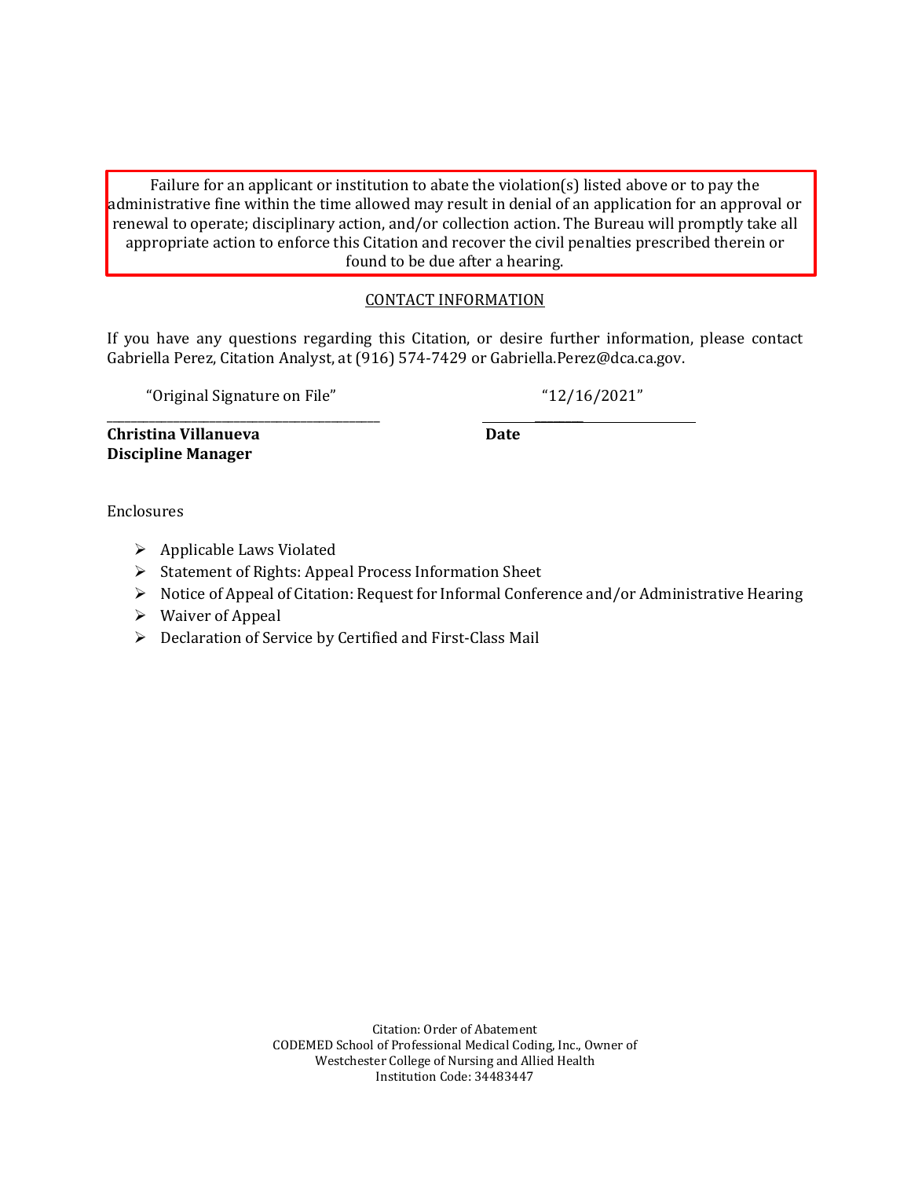Failure for an applicant or institution to abate the violation(s) listed above or to pay the administrative fine within the time allowed may result in denial of an application for an approval or renewal to operate; disciplinary action, and/or collection action. The Bureau will promptly take all appropriate action to enforce this Citation and recover the civil penalties prescribed therein or found to be due after a hearing.

## CONTACT INFORMATION

If you have any questions regarding this Citation, or desire further information, please contact Gabriella Perez, Citation Analyst, at (916) 574-7429 or Gabriella.Perez@dca.ca.gov.

"Original Signature on File"

**Christina Villanueva**
**Discipline Manager**

"12/16/2021"

**Date**

Enclosures

- Applicable Laws Violated
- Statement of Rights: Appeal Process Information Sheet
- Notice of Appeal of Citation: Request for Informal Conference and/or Administrative Hearing
- Waiver of Appeal
- Declaration of Service by Certified and First-Class Mail

Citation: Order of Abatement
CODEMED School of Professional Medical Coding, Inc., Owner of
Westchester College of Nursing and Allied Health
Institution Code: 34483447